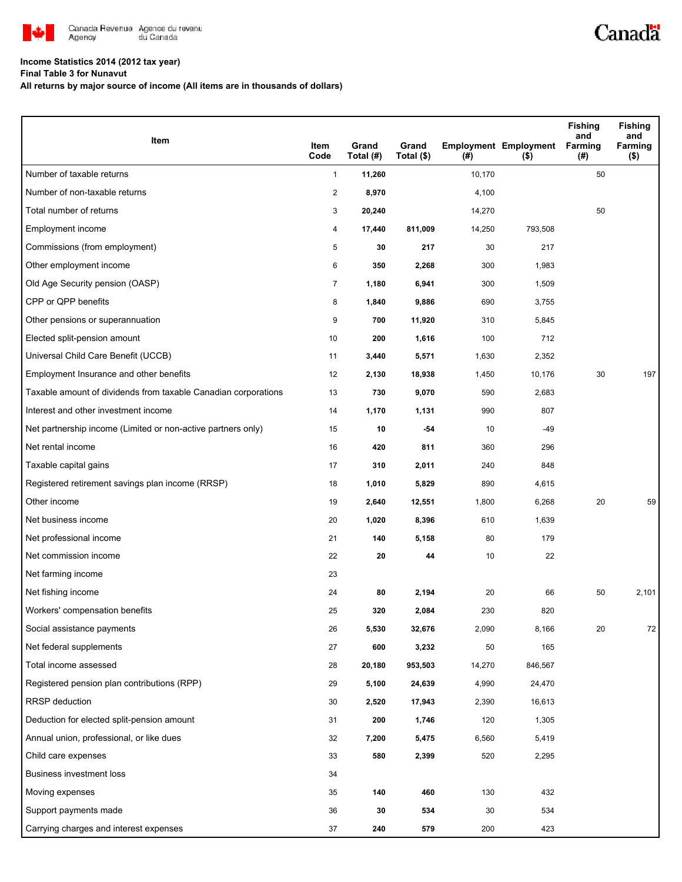Canada Revenue Agency / Agence du revenu du Canada

Canada

**Income Statistics 2014 (2012 tax year)**

**Final Table 3 for Nunavut**

**All returns by major source of income (All items are in thousands of dollars)**

| Item | Item Code | Grand Total (#) | Grand Total ($) | Employment (#) | Employment ($) | Fishing and Farming (#) | Fishing and Farming ($) |
|---|---|---|---|---|---|---|---|
| Number of taxable returns | 1 | **11,260** | | 10,170 | | 50 | |
| Number of non-taxable returns | 2 | **8,970** | | 4,100 | | | |
| Total number of returns | 3 | **20,240** | | 14,270 | | 50 | |
| Employment income | 4 | **17,440** | **811,009** | 14,250 | 793,508 | | |
| Commissions (from employment) | 5 | **30** | **217** | 30 | 217 | | |
| Other employment income | 6 | **350** | **2,268** | 300 | 1,983 | | |
| Old Age Security pension (OASP) | 7 | **1,180** | **6,941** | 300 | 1,509 | | |
| CPP or QPP benefits | 8 | **1,840** | **9,886** | 690 | 3,755 | | |
| Other pensions or superannuation | 9 | **700** | **11,920** | 310 | 5,845 | | |
| Elected split-pension amount | 10 | **200** | **1,616** | 100 | 712 | | |
| Universal Child Care Benefit (UCCB) | 11 | **3,440** | **5,571** | 1,630 | 2,352 | | |
| Employment Insurance and other benefits | 12 | **2,130** | **18,938** | 1,450 | 10,176 | 30 | 197 |
| Taxable amount of dividends from taxable Canadian corporations | 13 | **730** | **9,070** | 590 | 2,683 | | |
| Interest and other investment income | 14 | **1,170** | **1,131** | 990 | 807 | | |
| Net partnership income (Limited or non-active partners only) | 15 | **10** | **-54** | 10 | -49 | | |
| Net rental income | 16 | **420** | **811** | 360 | 296 | | |
| Taxable capital gains | 17 | **310** | **2,011** | 240 | 848 | | |
| Registered retirement savings plan income (RRSP) | 18 | **1,010** | **5,829** | 890 | 4,615 | | |
| Other income | 19 | **2,640** | **12,551** | 1,800 | 6,268 | 20 | 59 |
| Net business income | 20 | **1,020** | **8,396** | 610 | 1,639 | | |
| Net professional income | 21 | **140** | **5,158** | 80 | 179 | | |
| Net commission income | 22 | **20** | **44** | 10 | 22 | | |
| Net farming income | 23 | | | | | | |
| Net fishing income | 24 | **80** | **2,194** | 20 | 66 | 50 | 2,101 |
| Workers' compensation benefits | 25 | **320** | **2,084** | 230 | 820 | | |
| Social assistance payments | 26 | **5,530** | **32,676** | 2,090 | 8,166 | 20 | 72 |
| Net federal supplements | 27 | **600** | **3,232** | 50 | 165 | | |
| Total income assessed | 28 | **20,180** | **953,503** | 14,270 | 846,567 | | |
| Registered pension plan contributions (RPP) | 29 | **5,100** | **24,639** | 4,990 | 24,470 | | |
| RRSP deduction | 30 | **2,520** | **17,943** | 2,390 | 16,613 | | |
| Deduction for elected split-pension amount | 31 | **200** | **1,746** | 120 | 1,305 | | |
| Annual union, professional, or like dues | 32 | **7,200** | **5,475** | 6,560 | 5,419 | | |
| Child care expenses | 33 | **580** | **2,399** | 520 | 2,295 | | |
| Business investment loss | 34 | | | | | | |
| Moving expenses | 35 | **140** | **460** | 130 | 432 | | |
| Support payments made | 36 | **30** | **534** | 30 | 534 | | |
| Carrying charges and interest expenses | 37 | **240** | **579** | 200 | 423 | | |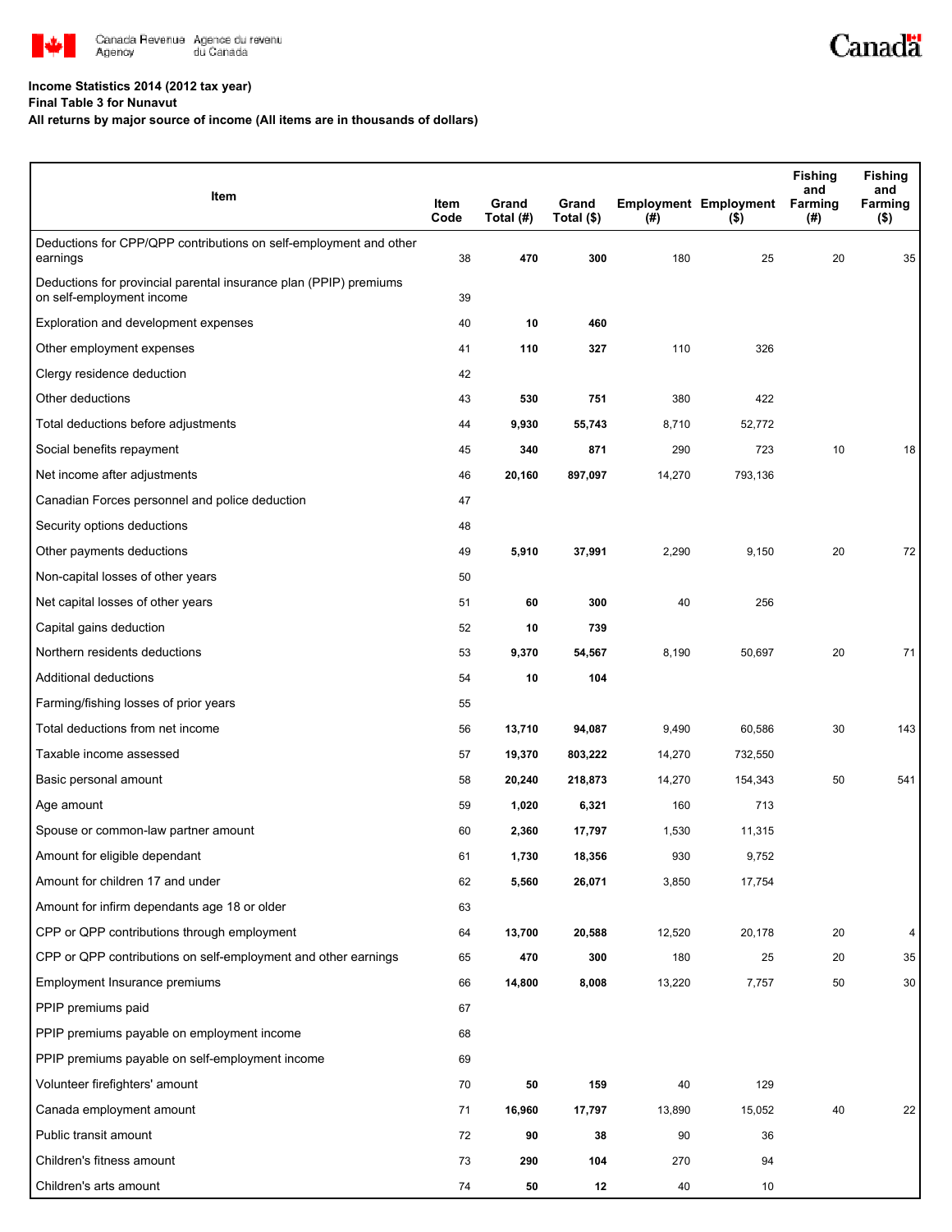Canada Revenue Agency / Agence du revenu du Canada

**Income Statistics 2014 (2012 tax year)**
**Final Table 3 for Nunavut**
**All returns by major source of income (All items are in thousands of dollars)**

| Item | Item Code | Grand Total (#) | Grand Total ($) | Employment (#) | Employment ($) | Fishing and Farming (#) | Fishing and Farming ($) |
|---|---|---|---|---|---|---|---|
| Deductions for CPP/QPP contributions on self-employment and other earnings | 38 | **470** | **300** | 180 | 25 | 20 | 35 |
| Deductions for provincial parental insurance plan (PPIP) premiums on self-employment income | 39 | | | | | | |
| Exploration and development expenses | 40 | **10** | **460** | | | | |
| Other employment expenses | 41 | **110** | **327** | 110 | 326 | | |
| Clergy residence deduction | 42 | | | | | | |
| Other deductions | 43 | **530** | **751** | 380 | 422 | | |
| Total deductions before adjustments | 44 | **9,930** | **55,743** | 8,710 | 52,772 | | |
| Social benefits repayment | 45 | **340** | **871** | 290 | 723 | 10 | 18 |
| Net income after adjustments | 46 | **20,160** | **897,097** | 14,270 | 793,136 | | |
| Canadian Forces personnel and police deduction | 47 | | | | | | |
| Security options deductions | 48 | | | | | | |
| Other payments deductions | 49 | **5,910** | **37,991** | 2,290 | 9,150 | 20 | 72 |
| Non-capital losses of other years | 50 | | | | | | |
| Net capital losses of other years | 51 | **60** | **300** | 40 | 256 | | |
| Capital gains deduction | 52 | **10** | **739** | | | | |
| Northern residents deductions | 53 | **9,370** | **54,567** | 8,190 | 50,697 | 20 | 71 |
| Additional deductions | 54 | **10** | **104** | | | | |
| Farming/fishing losses of prior years | 55 | | | | | | |
| Total deductions from net income | 56 | **13,710** | **94,087** | 9,490 | 60,586 | 30 | 143 |
| Taxable income assessed | 57 | **19,370** | **803,222** | 14,270 | 732,550 | | |
| Basic personal amount | 58 | **20,240** | **218,873** | 14,270 | 154,343 | 50 | 541 |
| Age amount | 59 | **1,020** | **6,321** | 160 | 713 | | |
| Spouse or common-law partner amount | 60 | **2,360** | **17,797** | 1,530 | 11,315 | | |
| Amount for eligible dependant | 61 | **1,730** | **18,356** | 930 | 9,752 | | |
| Amount for children 17 and under | 62 | **5,560** | **26,071** | 3,850 | 17,754 | | |
| Amount for infirm dependants age 18 or older | 63 | | | | | | |
| CPP or QPP contributions through employment | 64 | **13,700** | **20,588** | 12,520 | 20,178 | 20 | 4 |
| CPP or QPP contributions on self-employment and other earnings | 65 | **470** | **300** | 180 | 25 | 20 | 35 |
| Employment Insurance premiums | 66 | **14,800** | **8,008** | 13,220 | 7,757 | 50 | 30 |
| PPIP premiums paid | 67 | | | | | | |
| PPIP premiums payable on employment income | 68 | | | | | | |
| PPIP premiums payable on self-employment income | 69 | | | | | | |
| Volunteer firefighters' amount | 70 | **50** | **159** | 40 | 129 | | |
| Canada employment amount | 71 | **16,960** | **17,797** | 13,890 | 15,052 | 40 | 22 |
| Public transit amount | 72 | **90** | **38** | 90 | 36 | | |
| Children's fitness amount | 73 | **290** | **104** | 270 | 94 | | |
| Children's arts amount | 74 | **50** | **12** | 40 | 10 | | |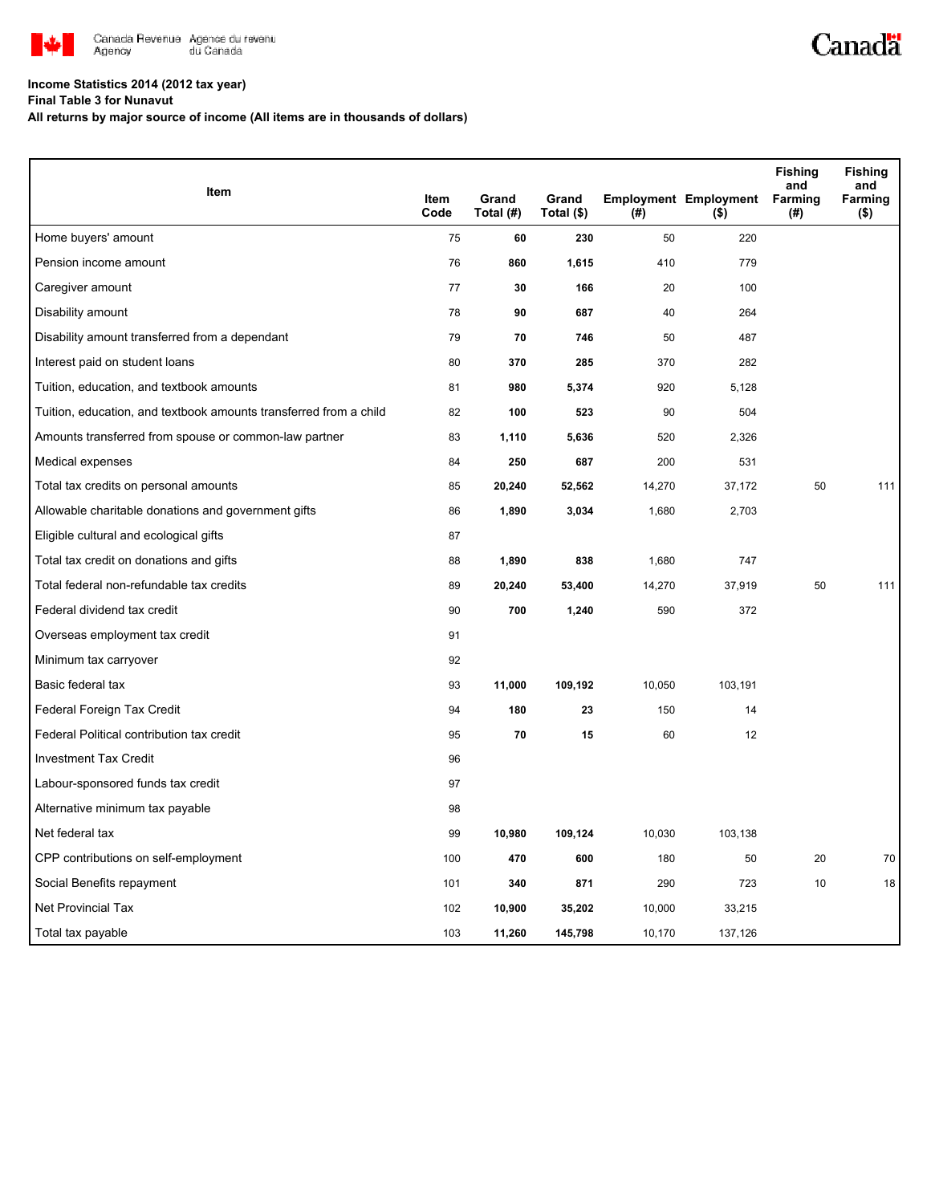**Income Statistics 2014 (2012 tax year)**

**Final Table 3 for Nunavut**

**All returns by major source of income (All items are in thousands of dollars)**

| Item | Item Code | Grand Total (#) | Grand Total ($) | Employment (#) | Employment ($) | Fishing and Farming (#) | Fishing and Farming ($) |
|---|---|---|---|---|---|---|---|
| Home buyers' amount | 75 | **60** | **230** | 50 | 220 | | |
| Pension income amount | 76 | **860** | **1,615** | 410 | 779 | | |
| Caregiver amount | 77 | **30** | **166** | 20 | 100 | | |
| Disability amount | 78 | **90** | **687** | 40 | 264 | | |
| Disability amount transferred from a dependant | 79 | **70** | **746** | 50 | 487 | | |
| Interest paid on student loans | 80 | **370** | **285** | 370 | 282 | | |
| Tuition, education, and textbook amounts | 81 | **980** | **5,374** | 920 | 5,128 | | |
| Tuition, education, and textbook amounts transferred from a child | 82 | **100** | **523** | 90 | 504 | | |
| Amounts transferred from spouse or common-law partner | 83 | **1,110** | **5,636** | 520 | 2,326 | | |
| Medical expenses | 84 | **250** | **687** | 200 | 531 | | |
| Total tax credits on personal amounts | 85 | **20,240** | **52,562** | 14,270 | 37,172 | 50 | 111 |
| Allowable charitable donations and government gifts | 86 | **1,890** | **3,034** | 1,680 | 2,703 | | |
| Eligible cultural and ecological gifts | 87 | | | | | | |
| Total tax credit on donations and gifts | 88 | **1,890** | **838** | 1,680 | 747 | | |
| Total federal non-refundable tax credits | 89 | **20,240** | **53,400** | 14,270 | 37,919 | 50 | 111 |
| Federal dividend tax credit | 90 | **700** | **1,240** | 590 | 372 | | |
| Overseas employment tax credit | 91 | | | | | | |
| Minimum tax carryover | 92 | | | | | | |
| Basic federal tax | 93 | **11,000** | **109,192** | 10,050 | 103,191 | | |
| Federal Foreign Tax Credit | 94 | **180** | **23** | 150 | 14 | | |
| Federal Political contribution tax credit | 95 | **70** | **15** | 60 | 12 | | |
| Investment Tax Credit | 96 | | | | | | |
| Labour-sponsored funds tax credit | 97 | | | | | | |
| Alternative minimum tax payable | 98 | | | | | | |
| Net federal tax | 99 | **10,980** | **109,124** | 10,030 | 103,138 | | |
| CPP contributions on self-employment | 100 | **470** | **600** | 180 | 50 | 20 | 70 |
| Social Benefits repayment | 101 | **340** | **871** | 290 | 723 | 10 | 18 |
| Net Provincial Tax | 102 | **10,900** | **35,202** | 10,000 | 33,215 | | |
| Total tax payable | 103 | **11,260** | **145,798** | 10,170 | 137,126 | | |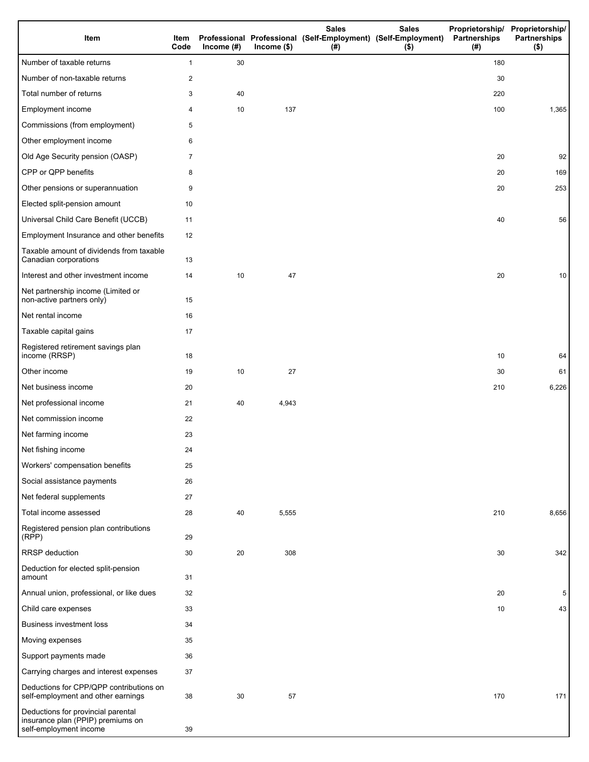| Item | Item Code | Professional Income (#) | Professional Income ($) | Sales (Self-Employment) (#) | Sales (Self-Employment) ($) | Proprietorship/ Partnerships (#) | Proprietorship/ Partnerships ($) |
|---|---|---|---|---|---|---|---|
| Number of taxable returns | 1 | 30 | | | | 180 | |
| Number of non-taxable returns | 2 | | | | | 30 | |
| Total number of returns | 3 | 40 | | | | 220 | |
| Employment income | 4 | 10 | 137 | | | 100 | 1,365 |
| Commissions (from employment) | 5 | | | | | | |
| Other employment income | 6 | | | | | | |
| Old Age Security pension (OASP) | 7 | | | | | 20 | 92 |
| CPP or QPP benefits | 8 | | | | | 20 | 169 |
| Other pensions or superannuation | 9 | | | | | 20 | 253 |
| Elected split-pension amount | 10 | | | | | | |
| Universal Child Care Benefit (UCCB) | 11 | | | | | 40 | 56 |
| Employment Insurance and other benefits | 12 | | | | | | |
| Taxable amount of dividends from taxable Canadian corporations | 13 | | | | | | |
| Interest and other investment income | 14 | 10 | 47 | | | 20 | 10 |
| Net partnership income (Limited or non-active partners only) | 15 | | | | | | |
| Net rental income | 16 | | | | | | |
| Taxable capital gains | 17 | | | | | | |
| Registered retirement savings plan income (RRSP) | 18 | | | | | 10 | 64 |
| Other income | 19 | 10 | 27 | | | 30 | 61 |
| Net business income | 20 | | | | | 210 | 6,226 |
| Net professional income | 21 | 40 | 4,943 | | | | |
| Net commission income | 22 | | | | | | |
| Net farming income | 23 | | | | | | |
| Net fishing income | 24 | | | | | | |
| Workers' compensation benefits | 25 | | | | | | |
| Social assistance payments | 26 | | | | | | |
| Net federal supplements | 27 | | | | | | |
| Total income assessed | 28 | 40 | 5,555 | | | 210 | 8,656 |
| Registered pension plan contributions (RPP) | 29 | | | | | | |
| RRSP deduction | 30 | 20 | 308 | | | 30 | 342 |
| Deduction for elected split-pension amount | 31 | | | | | | |
| Annual union, professional, or like dues | 32 | | | | | 20 | 5 |
| Child care expenses | 33 | | | | | 10 | 43 |
| Business investment loss | 34 | | | | | | |
| Moving expenses | 35 | | | | | | |
| Support payments made | 36 | | | | | | |
| Carrying charges and interest expenses | 37 | | | | | | |
| Deductions for CPP/QPP contributions on self-employment and other earnings | 38 | 30 | 57 | | | 170 | 171 |
| Deductions for provincial parental insurance plan (PPIP) premiums on self-employment income | 39 | | | | | | |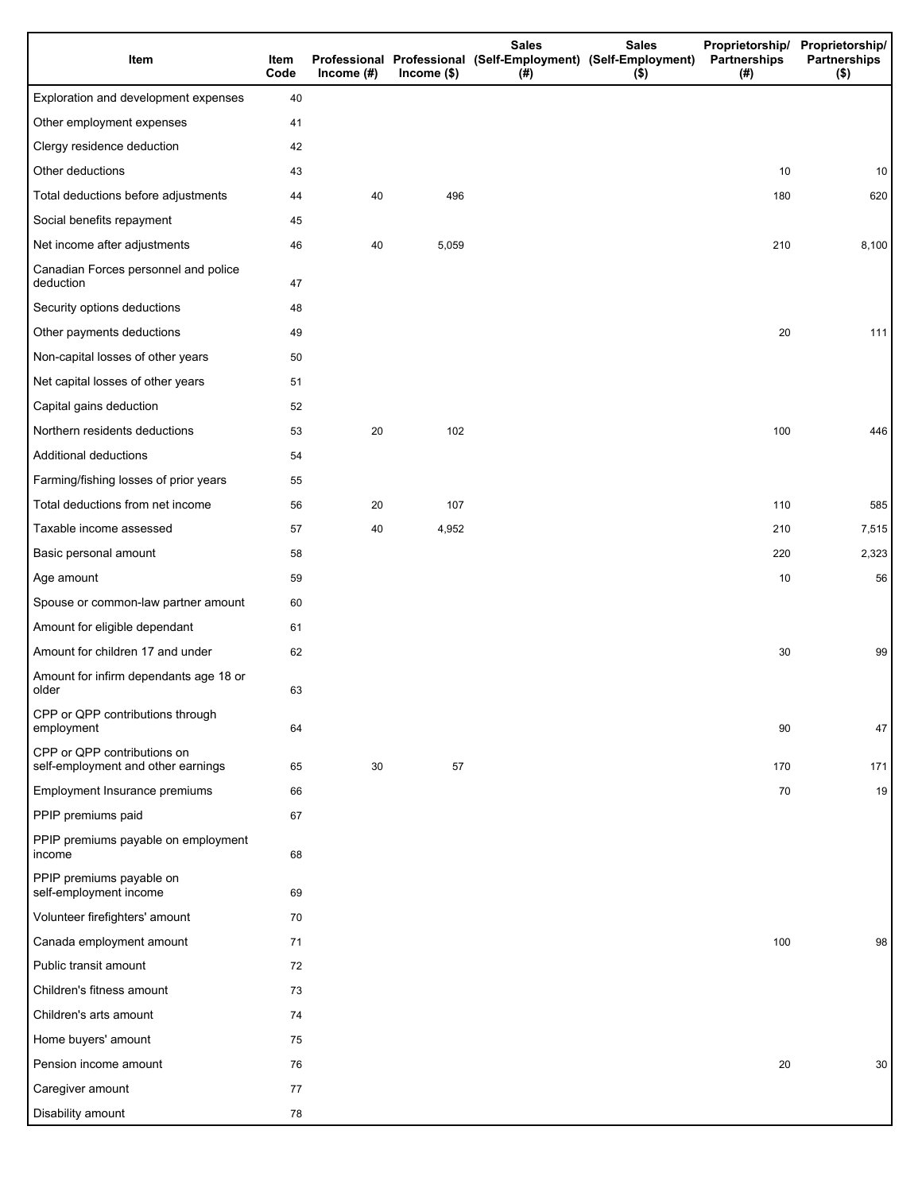| Item | Item Code | Professional Income (#) | Professional Income ($) | Sales (Self-Employment) (#) | Sales (Self-Employment) ($) | Proprietorship/ Partnerships (#) | Proprietorship/ Partnerships ($) |
|---|---|---|---|---|---|---|---|
| Exploration and development expenses | 40 | | | | | | |
| Other employment expenses | 41 | | | | | | |
| Clergy residence deduction | 42 | | | | | | |
| Other deductions | 43 | | | | | 10 | 10 |
| Total deductions before adjustments | 44 | 40 | 496 | | | 180 | 620 |
| Social benefits repayment | 45 | | | | | | |
| Net income after adjustments | 46 | 40 | 5,059 | | | 210 | 8,100 |
| Canadian Forces personnel and police deduction | 47 | | | | | | |
| Security options deductions | 48 | | | | | | |
| Other payments deductions | 49 | | | | | 20 | 111 |
| Non-capital losses of other years | 50 | | | | | | |
| Net capital losses of other years | 51 | | | | | | |
| Capital gains deduction | 52 | | | | | | |
| Northern residents deductions | 53 | 20 | 102 | | | 100 | 446 |
| Additional deductions | 54 | | | | | | |
| Farming/fishing losses of prior years | 55 | | | | | | |
| Total deductions from net income | 56 | 20 | 107 | | | 110 | 585 |
| Taxable income assessed | 57 | 40 | 4,952 | | | 210 | 7,515 |
| Basic personal amount | 58 | | | | | 220 | 2,323 |
| Age amount | 59 | | | | | 10 | 56 |
| Spouse or common-law partner amount | 60 | | | | | | |
| Amount for eligible dependant | 61 | | | | | | |
| Amount for children 17 and under | 62 | | | | | 30 | 99 |
| Amount for infirm dependants age 18 or older | 63 | | | | | | |
| CPP or QPP contributions through employment | 64 | | | | | 90 | 47 |
| CPP or QPP contributions on self-employment and other earnings | 65 | 30 | 57 | | | 170 | 171 |
| Employment Insurance premiums | 66 | | | | | 70 | 19 |
| PPIP premiums paid | 67 | | | | | | |
| PPIP premiums payable on employment income | 68 | | | | | | |
| PPIP premiums payable on self-employment income | 69 | | | | | | |
| Volunteer firefighters' amount | 70 | | | | | | |
| Canada employment amount | 71 | | | | | 100 | 98 |
| Public transit amount | 72 | | | | | | |
| Children's fitness amount | 73 | | | | | | |
| Children's arts amount | 74 | | | | | | |
| Home buyers' amount | 75 | | | | | | |
| Pension income amount | 76 | | | | | 20 | 30 |
| Caregiver amount | 77 | | | | | | |
| Disability amount | 78 | | | | | | |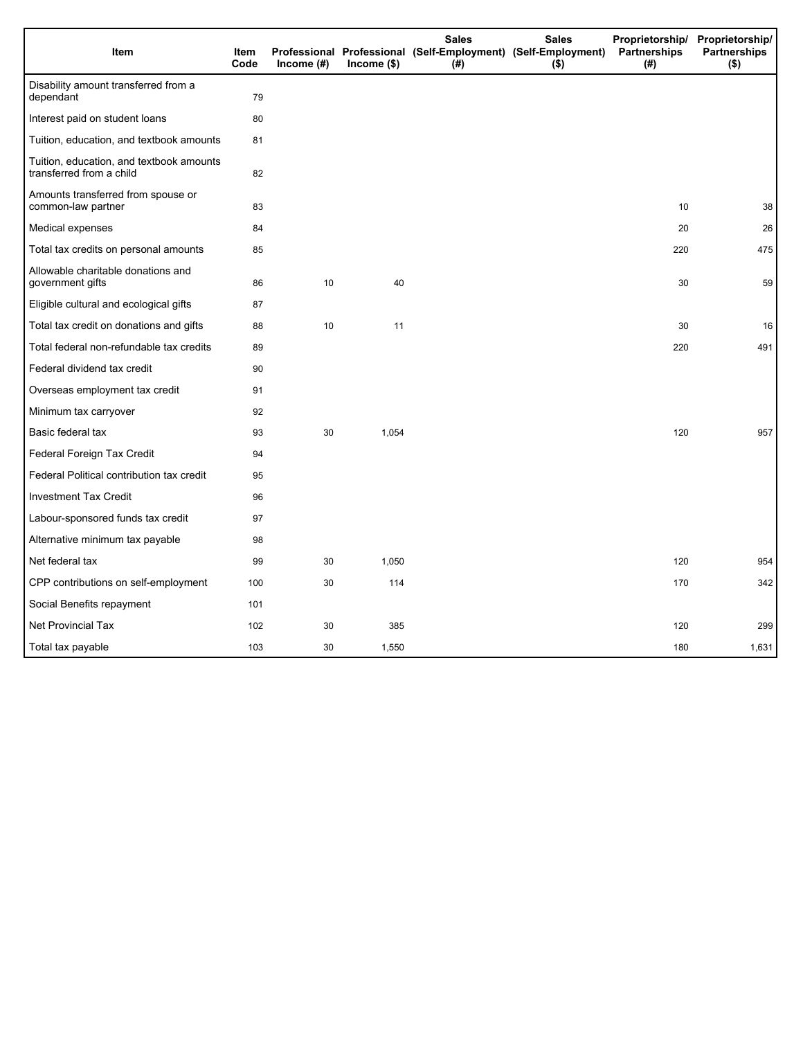| Item | Item Code | Professional Income (#) | Professional Income ($) | Sales (Self-Employment) (#) | Sales (Self-Employment) ($) | Proprietorship/ Partnerships (#) | Proprietorship/ Partnerships ($) |
|---|---|---|---|---|---|---|---|
| Disability amount transferred from a dependant | 79 | | | | | | |
| Interest paid on student loans | 80 | | | | | | |
| Tuition, education, and textbook amounts | 81 | | | | | | |
| Tuition, education, and textbook amounts transferred from a child | 82 | | | | | | |
| Amounts transferred from spouse or common-law partner | 83 | | | | | 10 | 38 |
| Medical expenses | 84 | | | | | 20 | 26 |
| Total tax credits on personal amounts | 85 | | | | | 220 | 475 |
| Allowable charitable donations and government gifts | 86 | 10 | 40 | | | 30 | 59 |
| Eligible cultural and ecological gifts | 87 | | | | | | |
| Total tax credit on donations and gifts | 88 | 10 | 11 | | | 30 | 16 |
| Total federal non-refundable tax credits | 89 | | | | | 220 | 491 |
| Federal dividend tax credit | 90 | | | | | | |
| Overseas employment tax credit | 91 | | | | | | |
| Minimum tax carryover | 92 | | | | | | |
| Basic federal tax | 93 | 30 | 1,054 | | | 120 | 957 |
| Federal Foreign Tax Credit | 94 | | | | | | |
| Federal Political contribution tax credit | 95 | | | | | | |
| Investment Tax Credit | 96 | | | | | | |
| Labour-sponsored funds tax credit | 97 | | | | | | |
| Alternative minimum tax payable | 98 | | | | | | |
| Net federal tax | 99 | 30 | 1,050 | | | 120 | 954 |
| CPP contributions on self-employment | 100 | 30 | 114 | | | 170 | 342 |
| Social Benefits repayment | 101 | | | | | | |
| Net Provincial Tax | 102 | 30 | 385 | | | 120 | 299 |
| Total tax payable | 103 | 30 | 1,550 | | | 180 | 1,631 |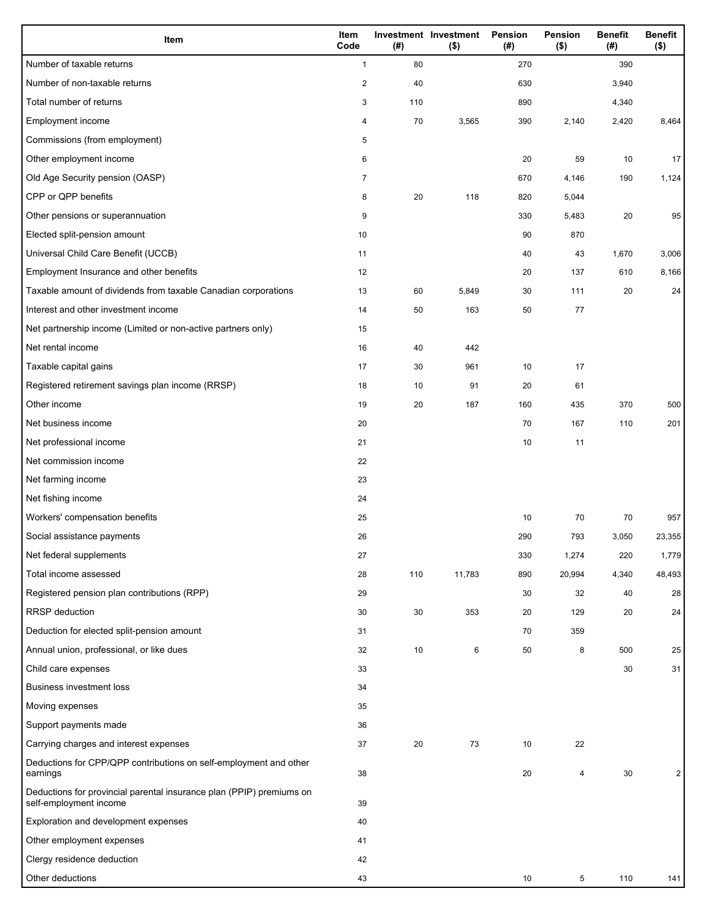| Item | Item Code | Investment (#) | Investment ($) | Pension (#) | Pension ($) | Benefit (#) | Benefit ($) |
|---|---|---|---|---|---|---|---|
| Number of taxable returns | 1 | 80 | | 270 | | 390 | |
| Number of non-taxable returns | 2 | 40 | | 630 | | 3,940 | |
| Total number of returns | 3 | 110 | | 890 | | 4,340 | |
| Employment income | 4 | 70 | 3,565 | 390 | 2,140 | 2,420 | 8,464 |
| Commissions (from employment) | 5 | | | | | | |
| Other employment income | 6 | | | 20 | 59 | 10 | 17 |
| Old Age Security pension (OASP) | 7 | | | 670 | 4,146 | 190 | 1,124 |
| CPP or QPP benefits | 8 | 20 | 118 | 820 | 5,044 | | |
| Other pensions or superannuation | 9 | | | 330 | 5,483 | 20 | 95 |
| Elected split-pension amount | 10 | | | 90 | 870 | | |
| Universal Child Care Benefit (UCCB) | 11 | | | 40 | 43 | 1,670 | 3,006 |
| Employment Insurance and other benefits | 12 | | | 20 | 137 | 610 | 8,166 |
| Taxable amount of dividends from taxable Canadian corporations | 13 | 60 | 5,849 | 30 | 111 | 20 | 24 |
| Interest and other investment income | 14 | 50 | 163 | 50 | 77 | | |
| Net partnership income (Limited or non-active partners only) | 15 | | | | | | |
| Net rental income | 16 | 40 | 442 | | | | |
| Taxable capital gains | 17 | 30 | 961 | 10 | 17 | | |
| Registered retirement savings plan income (RRSP) | 18 | 10 | 91 | 20 | 61 | | |
| Other income | 19 | 20 | 187 | 160 | 435 | 370 | 500 |
| Net business income | 20 | | | 70 | 167 | 110 | 201 |
| Net professional income | 21 | | | 10 | 11 | | |
| Net commission income | 22 | | | | | | |
| Net farming income | 23 | | | | | | |
| Net fishing income | 24 | | | | | | |
| Workers' compensation benefits | 25 | | | 10 | 70 | 70 | 957 |
| Social assistance payments | 26 | | | 290 | 793 | 3,050 | 23,355 |
| Net federal supplements | 27 | | | 330 | 1,274 | 220 | 1,779 |
| Total income assessed | 28 | 110 | 11,783 | 890 | 20,994 | 4,340 | 48,493 |
| Registered pension plan contributions (RPP) | 29 | | | 30 | 32 | 40 | 28 |
| RRSP deduction | 30 | 30 | 353 | 20 | 129 | 20 | 24 |
| Deduction for elected split-pension amount | 31 | | | 70 | 359 | | |
| Annual union, professional, or like dues | 32 | 10 | 6 | 50 | 8 | 500 | 25 |
| Child care expenses | 33 | | | | | 30 | 31 |
| Business investment loss | 34 | | | | | | |
| Moving expenses | 35 | | | | | | |
| Support payments made | 36 | | | | | | |
| Carrying charges and interest expenses | 37 | 20 | 73 | 10 | 22 | | |
| Deductions for CPP/QPP contributions on self-employment and other earnings | 38 | | | 20 | 4 | 30 | 2 |
| Deductions for provincial parental insurance plan (PPIP) premiums on self-employment income | 39 | | | | | | |
| Exploration and development expenses | 40 | | | | | | |
| Other employment expenses | 41 | | | | | | |
| Clergy residence deduction | 42 | | | | | | |
| Other deductions | 43 | | | 10 | 5 | 110 | 141 |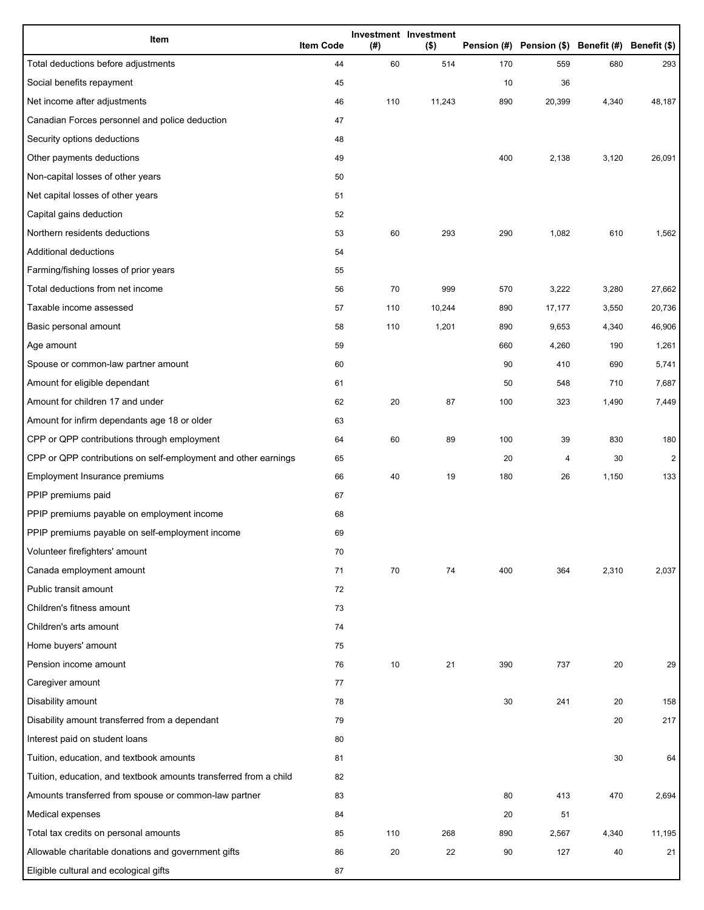| Item | Item Code | Investment (#) | Investment ($) | Pension (#) | Pension ($) | Benefit (#) | Benefit ($) |
|---|---|---|---|---|---|---|---|
| Total deductions before adjustments | 44 | 60 | 514 | 170 | 559 | 680 | 293 |
| Social benefits repayment | 45 | | | 10 | 36 | | |
| Net income after adjustments | 46 | 110 | 11,243 | 890 | 20,399 | 4,340 | 48,187 |
| Canadian Forces personnel and police deduction | 47 | | | | | | |
| Security options deductions | 48 | | | | | | |
| Other payments deductions | 49 | | | 400 | 2,138 | 3,120 | 26,091 |
| Non-capital losses of other years | 50 | | | | | | |
| Net capital losses of other years | 51 | | | | | | |
| Capital gains deduction | 52 | | | | | | |
| Northern residents deductions | 53 | 60 | 293 | 290 | 1,082 | 610 | 1,562 |
| Additional deductions | 54 | | | | | | |
| Farming/fishing losses of prior years | 55 | | | | | | |
| Total deductions from net income | 56 | 70 | 999 | 570 | 3,222 | 3,280 | 27,662 |
| Taxable income assessed | 57 | 110 | 10,244 | 890 | 17,177 | 3,550 | 20,736 |
| Basic personal amount | 58 | 110 | 1,201 | 890 | 9,653 | 4,340 | 46,906 |
| Age amount | 59 | | | 660 | 4,260 | 190 | 1,261 |
| Spouse or common-law partner amount | 60 | | | 90 | 410 | 690 | 5,741 |
| Amount for eligible dependant | 61 | | | 50 | 548 | 710 | 7,687 |
| Amount for children 17 and under | 62 | 20 | 87 | 100 | 323 | 1,490 | 7,449 |
| Amount for infirm dependants age 18 or older | 63 | | | | | | |
| CPP or QPP contributions through employment | 64 | 60 | 89 | 100 | 39 | 830 | 180 |
| CPP or QPP contributions on self-employment and other earnings | 65 | | | 20 | 4 | 30 | 2 |
| Employment Insurance premiums | 66 | 40 | 19 | 180 | 26 | 1,150 | 133 |
| PPIP premiums paid | 67 | | | | | | |
| PPIP premiums payable on employment income | 68 | | | | | | |
| PPIP premiums payable on self-employment income | 69 | | | | | | |
| Volunteer firefighters' amount | 70 | | | | | | |
| Canada employment amount | 71 | 70 | 74 | 400 | 364 | 2,310 | 2,037 |
| Public transit amount | 72 | | | | | | |
| Children's fitness amount | 73 | | | | | | |
| Children's arts amount | 74 | | | | | | |
| Home buyers' amount | 75 | | | | | | |
| Pension income amount | 76 | 10 | 21 | 390 | 737 | 20 | 29 |
| Caregiver amount | 77 | | | | | | |
| Disability amount | 78 | | | 30 | 241 | 20 | 158 |
| Disability amount transferred from a dependant | 79 | | | | | 20 | 217 |
| Interest paid on student loans | 80 | | | | | | |
| Tuition, education, and textbook amounts | 81 | | | | | 30 | 64 |
| Tuition, education, and textbook amounts transferred from a child | 82 | | | | | | |
| Amounts transferred from spouse or common-law partner | 83 | | | 80 | 413 | 470 | 2,694 |
| Medical expenses | 84 | | | 20 | 51 | | |
| Total tax credits on personal amounts | 85 | 110 | 268 | 890 | 2,567 | 4,340 | 11,195 |
| Allowable charitable donations and government gifts | 86 | 20 | 22 | 90 | 127 | 40 | 21 |
| Eligible cultural and ecological gifts | 87 | | | | | | |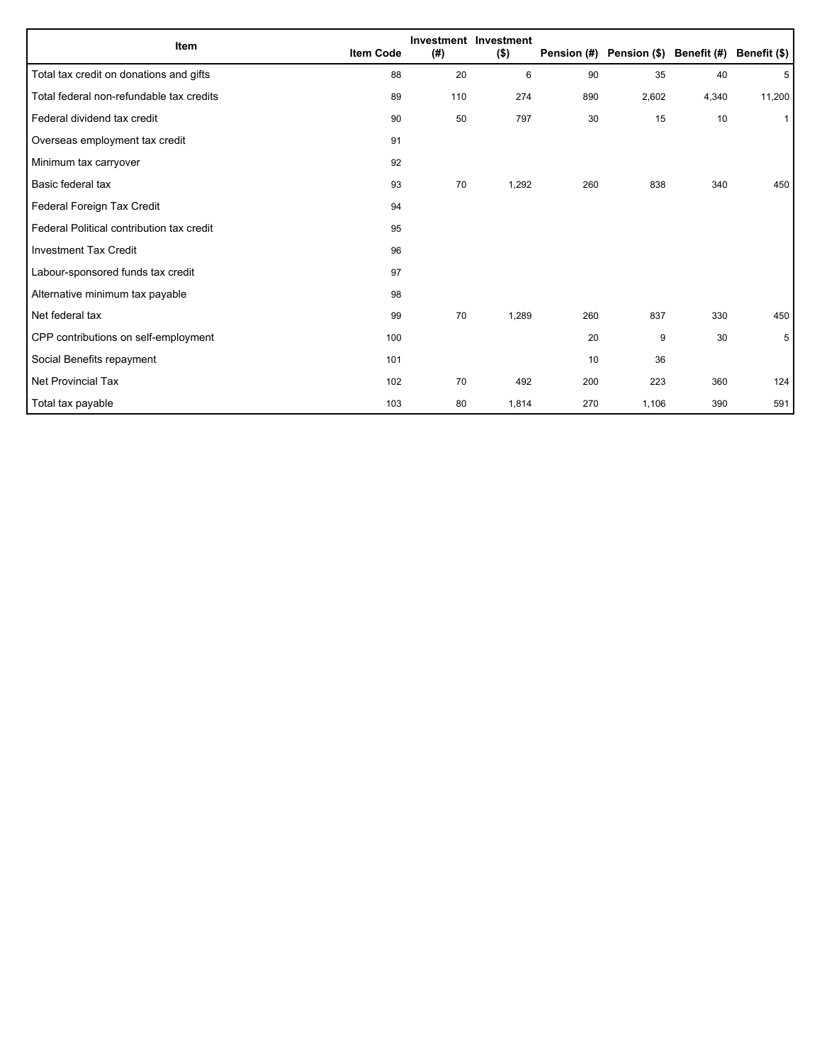| Item | Item Code | Investment (#) | Investment ($) | Pension (#) | Pension ($) | Benefit (#) | Benefit ($) |
|---|---|---|---|---|---|---|---|
| Total tax credit on donations and gifts | 88 | 20 | 6 | 90 | 35 | 40 | 5 |
| Total federal non-refundable tax credits | 89 | 110 | 274 | 890 | 2,602 | 4,340 | 11,200 |
| Federal dividend tax credit | 90 | 50 | 797 | 30 | 15 | 10 | 1 |
| Overseas employment tax credit | 91 | | | | | | |
| Minimum tax carryover | 92 | | | | | | |
| Basic federal tax | 93 | 70 | 1,292 | 260 | 838 | 340 | 450 |
| Federal Foreign Tax Credit | 94 | | | | | | |
| Federal Political contribution tax credit | 95 | | | | | | |
| Investment Tax Credit | 96 | | | | | | |
| Labour-sponsored funds tax credit | 97 | | | | | | |
| Alternative minimum tax payable | 98 | | | | | | |
| Net federal tax | 99 | 70 | 1,289 | 260 | 837 | 330 | 450 |
| CPP contributions on self-employment | 100 | | | 20 | 9 | 30 | 5 |
| Social Benefits repayment | 101 | | | 10 | 36 | | |
| Net Provincial Tax | 102 | 70 | 492 | 200 | 223 | 360 | 124 |
| Total tax payable | 103 | 80 | 1,814 | 270 | 1,106 | 390 | 591 |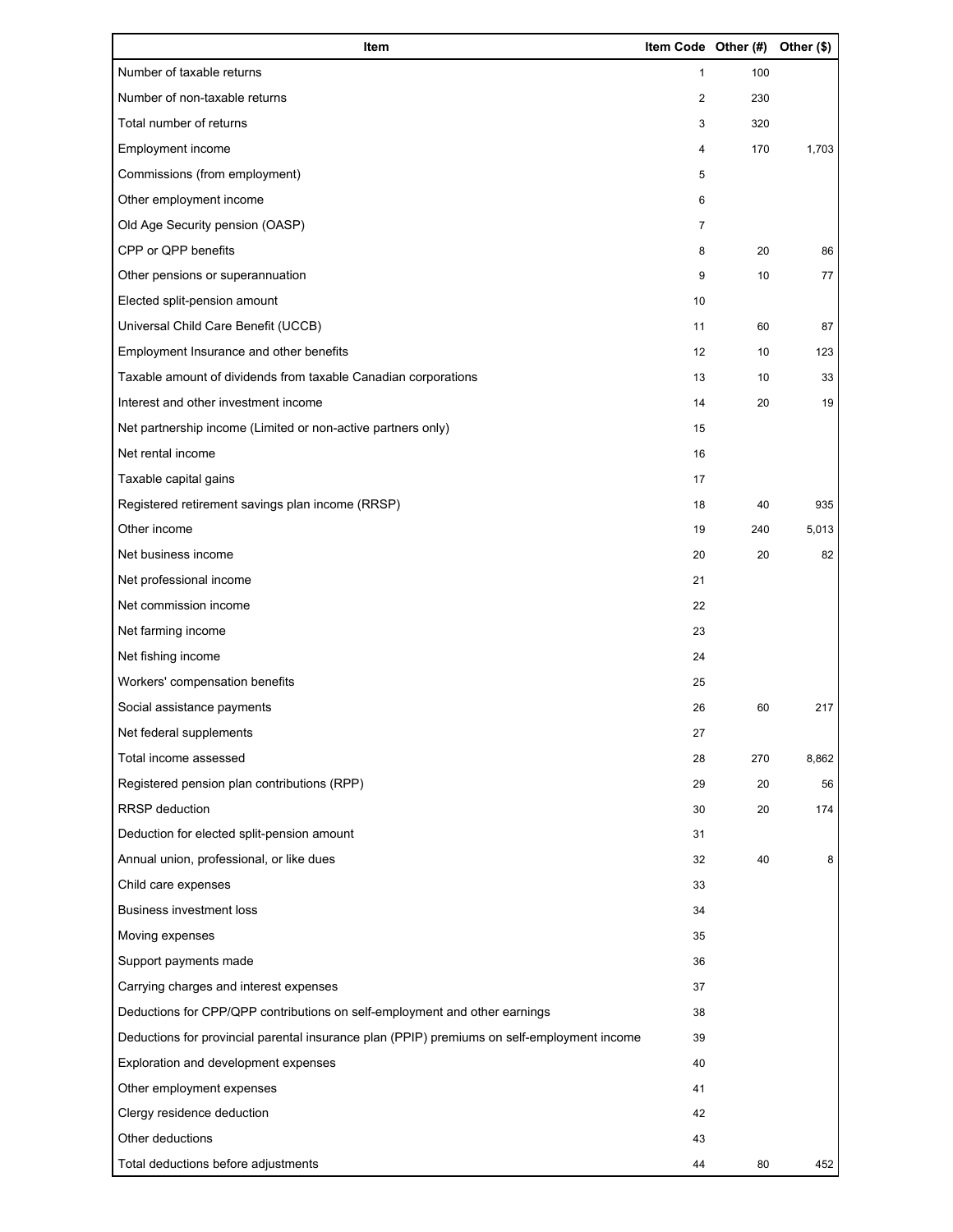| Item | Item Code | Other (#) | Other ($) |
|---|---|---|---|
| Number of taxable returns | 1 | 100 | |
| Number of non-taxable returns | 2 | 230 | |
| Total number of returns | 3 | 320 | |
| Employment income | 4 | 170 | 1,703 |
| Commissions (from employment) | 5 | | |
| Other employment income | 6 | | |
| Old Age Security pension (OASP) | 7 | | |
| CPP or QPP benefits | 8 | 20 | 86 |
| Other pensions or superannuation | 9 | 10 | 77 |
| Elected split-pension amount | 10 | | |
| Universal Child Care Benefit (UCCB) | 11 | 60 | 87 |
| Employment Insurance and other benefits | 12 | 10 | 123 |
| Taxable amount of dividends from taxable Canadian corporations | 13 | 10 | 33 |
| Interest and other investment income | 14 | 20 | 19 |
| Net partnership income (Limited or non-active partners only) | 15 | | |
| Net rental income | 16 | | |
| Taxable capital gains | 17 | | |
| Registered retirement savings plan income (RRSP) | 18 | 40 | 935 |
| Other income | 19 | 240 | 5,013 |
| Net business income | 20 | 20 | 82 |
| Net professional income | 21 | | |
| Net commission income | 22 | | |
| Net farming income | 23 | | |
| Net fishing income | 24 | | |
| Workers' compensation benefits | 25 | | |
| Social assistance payments | 26 | 60 | 217 |
| Net federal supplements | 27 | | |
| Total income assessed | 28 | 270 | 8,862 |
| Registered pension plan contributions (RPP) | 29 | 20 | 56 |
| RRSP deduction | 30 | 20 | 174 |
| Deduction for elected split-pension amount | 31 | | |
| Annual union, professional, or like dues | 32 | 40 | 8 |
| Child care expenses | 33 | | |
| Business investment loss | 34 | | |
| Moving expenses | 35 | | |
| Support payments made | 36 | | |
| Carrying charges and interest expenses | 37 | | |
| Deductions for CPP/QPP contributions on self-employment and other earnings | 38 | | |
| Deductions for provincial parental insurance plan (PPIP) premiums on self-employment income | 39 | | |
| Exploration and development expenses | 40 | | |
| Other employment expenses | 41 | | |
| Clergy residence deduction | 42 | | |
| Other deductions | 43 | | |
| Total deductions before adjustments | 44 | 80 | 452 |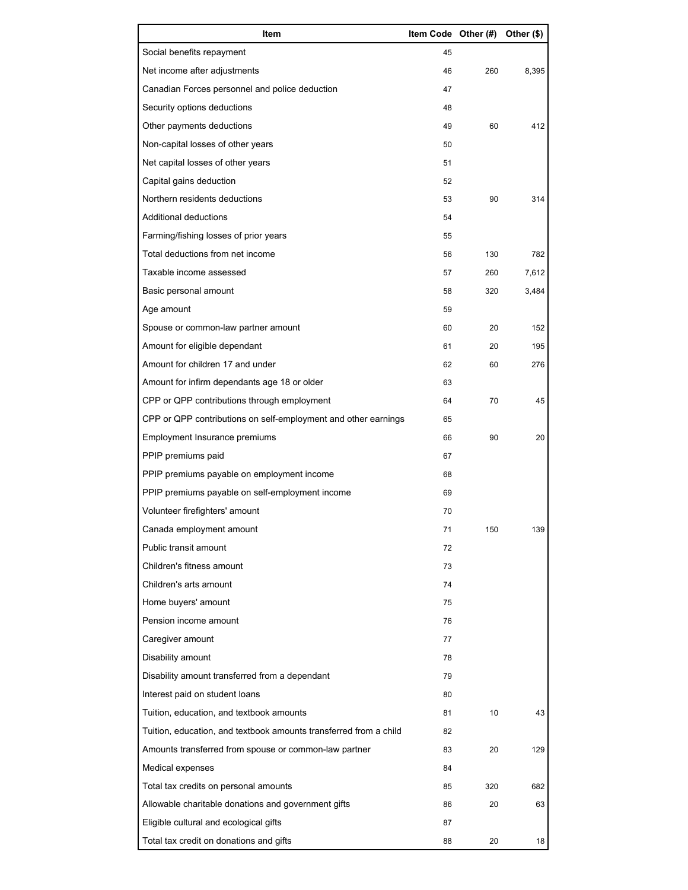| Item | Item Code | Other (#) | Other ($) |
|---|---|---|---|
| Social benefits repayment | 45 | | |
| Net income after adjustments | 46 | 260 | 8,395 |
| Canadian Forces personnel and police deduction | 47 | | |
| Security options deductions | 48 | | |
| Other payments deductions | 49 | 60 | 412 |
| Non-capital losses of other years | 50 | | |
| Net capital losses of other years | 51 | | |
| Capital gains deduction | 52 | | |
| Northern residents deductions | 53 | 90 | 314 |
| Additional deductions | 54 | | |
| Farming/fishing losses of prior years | 55 | | |
| Total deductions from net income | 56 | 130 | 782 |
| Taxable income assessed | 57 | 260 | 7,612 |
| Basic personal amount | 58 | 320 | 3,484 |
| Age amount | 59 | | |
| Spouse or common-law partner amount | 60 | 20 | 152 |
| Amount for eligible dependant | 61 | 20 | 195 |
| Amount for children 17 and under | 62 | 60 | 276 |
| Amount for infirm dependants age 18 or older | 63 | | |
| CPP or QPP contributions through employment | 64 | 70 | 45 |
| CPP or QPP contributions on self-employment and other earnings | 65 | | |
| Employment Insurance premiums | 66 | 90 | 20 |
| PPIP premiums paid | 67 | | |
| PPIP premiums payable on employment income | 68 | | |
| PPIP premiums payable on self-employment income | 69 | | |
| Volunteer firefighters' amount | 70 | | |
| Canada employment amount | 71 | 150 | 139 |
| Public transit amount | 72 | | |
| Children's fitness amount | 73 | | |
| Children's arts amount | 74 | | |
| Home buyers' amount | 75 | | |
| Pension income amount | 76 | | |
| Caregiver amount | 77 | | |
| Disability amount | 78 | | |
| Disability amount transferred from a dependant | 79 | | |
| Interest paid on student loans | 80 | | |
| Tuition, education, and textbook amounts | 81 | 10 | 43 |
| Tuition, education, and textbook amounts transferred from a child | 82 | | |
| Amounts transferred from spouse or common-law partner | 83 | 20 | 129 |
| Medical expenses | 84 | | |
| Total tax credits on personal amounts | 85 | 320 | 682 |
| Allowable charitable donations and government gifts | 86 | 20 | 63 |
| Eligible cultural and ecological gifts | 87 | | |
| Total tax credit on donations and gifts | 88 | 20 | 18 |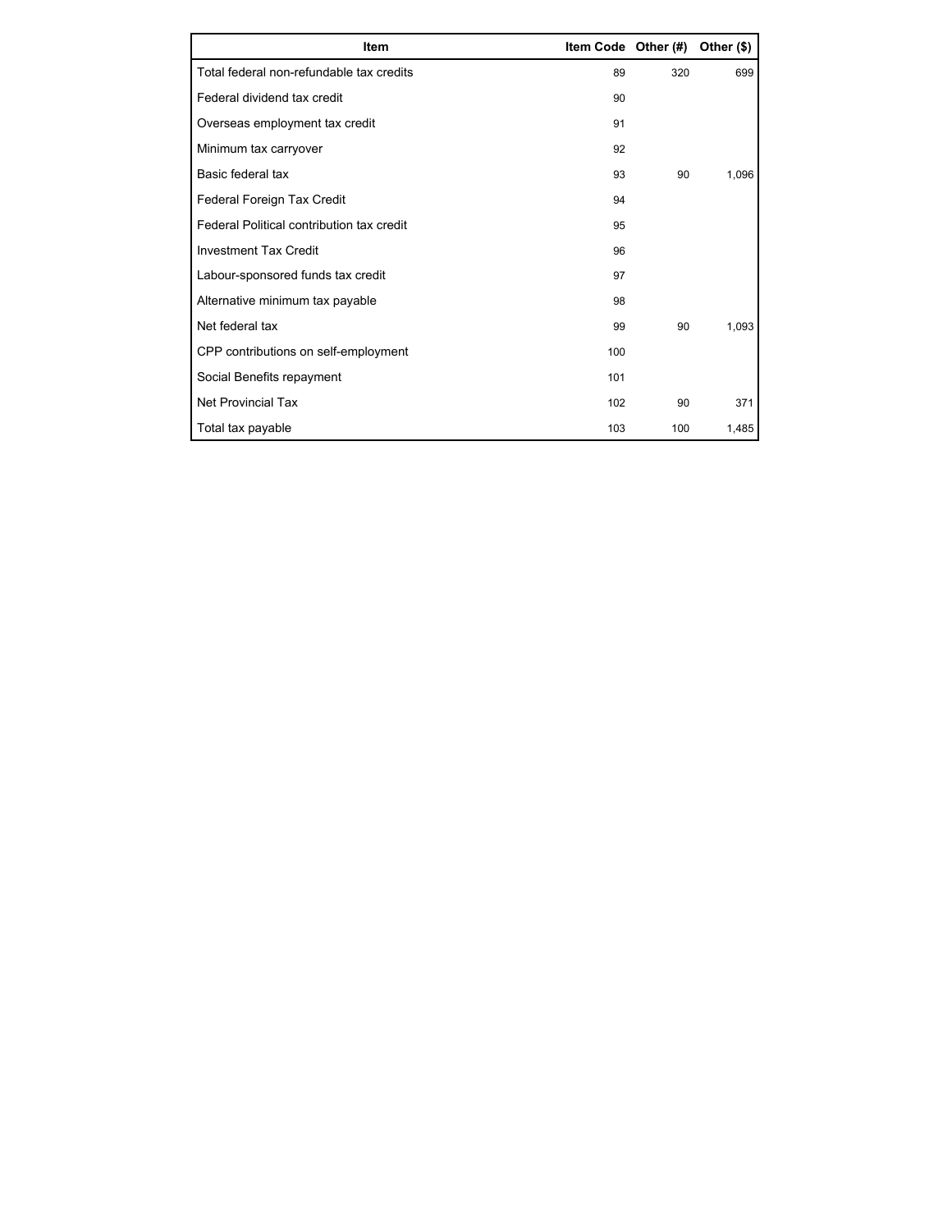| Item | Item Code | Other (#) | Other ($) |
|---|---|---|---|
| Total federal non-refundable tax credits | 89 | 320 | 699 |
| Federal dividend tax credit | 90 | | |
| Overseas employment tax credit | 91 | | |
| Minimum tax carryover | 92 | | |
| Basic federal tax | 93 | 90 | 1,096 |
| Federal Foreign Tax Credit | 94 | | |
| Federal Political contribution tax credit | 95 | | |
| Investment Tax Credit | 96 | | |
| Labour-sponsored funds tax credit | 97 | | |
| Alternative minimum tax payable | 98 | | |
| Net federal tax | 99 | 90 | 1,093 |
| CPP contributions on self-employment | 100 | | |
| Social Benefits repayment | 101 | | |
| Net Provincial Tax | 102 | 90 | 371 |
| Total tax payable | 103 | 100 | 1,485 |